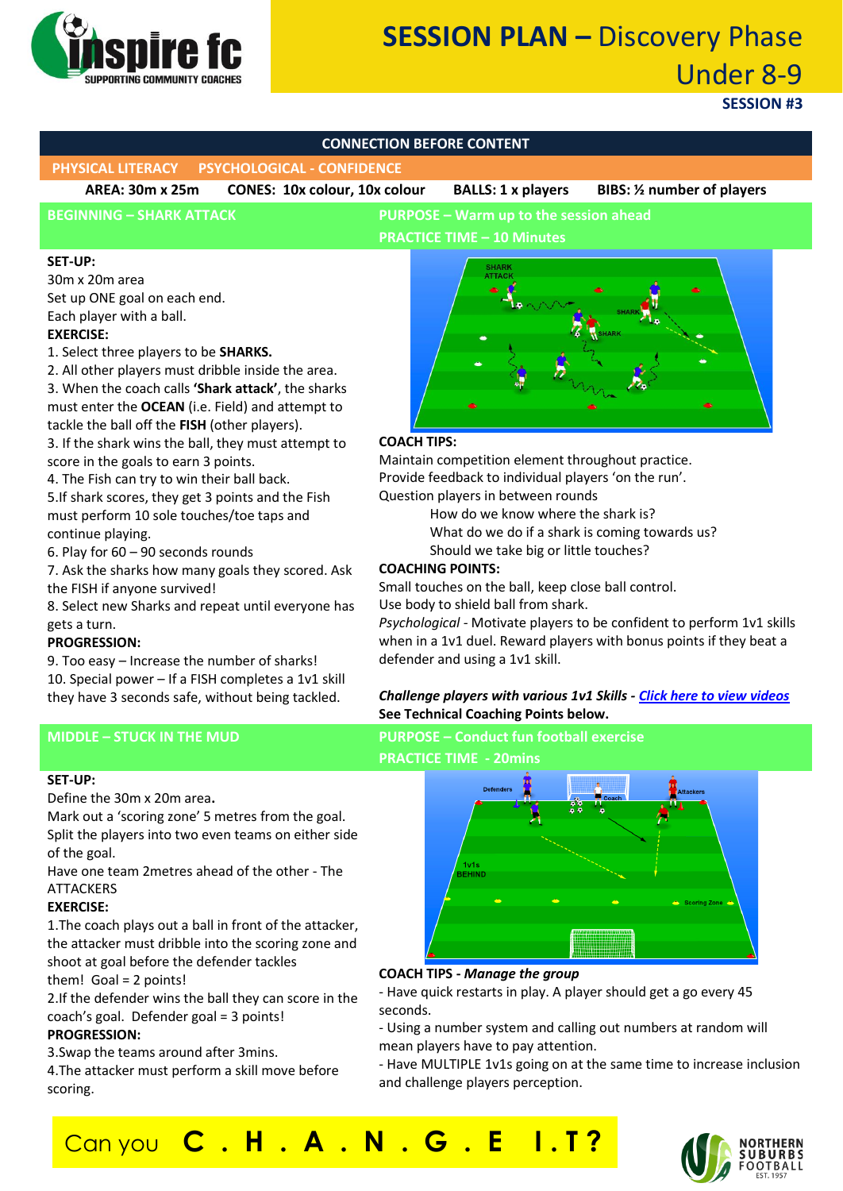# SESSION PLAN – Discovery Phase Under 8-9

**SESSION #3**

## CONNECTION BEFORE CONTENT

**PHYSICAL LITERACY** **PSYCHOLOGICAL - CONFIDENCE**

**AREA: 30m x 25m** **CONES: 10x colour, 10x colour** **BALLS: 1 x players** **BIBS: ½ number of players**

## BEGINNING – SHARK ATTACK

**PURPOSE – Warm up to the session ahead**

**PRACTICE TIME – 10 Minutes**

**SET-UP:**

30m x 20m area

Set up ONE goal on each end.

Each player with a ball.

**EXERCISE:**

1. Select three players to be **SHARKS.**
2. All other players must dribble inside the area.
3. When the coach calls **'Shark attack'**, the sharks must enter the **OCEAN** (i.e. Field) and attempt to tackle the ball off the **FISH** (other players).
3. If the shark wins the ball, they must attempt to score in the goals to earn 3 points.
4. The Fish can try to win their ball back.
5. If shark scores, they get 3 points and the Fish must perform 10 sole touches/toe taps and continue playing.
6. Play for 60 – 90 seconds rounds
7. Ask the sharks how many goals they scored. Ask the FISH if anyone survived!
8. Select new Sharks and repeat until everyone has gets a turn.

**PROGRESSION:**

9. Too easy – Increase the number of sharks!
10. Special power – If a FISH completes a 1v1 skill they have 3 seconds safe, without being tackled.

**COACH TIPS:**

Maintain competition element throughout practice.

Provide feedback to individual players 'on the run'.

Question players in between rounds

- How do we know where the shark is?
- What do we do if a shark is coming towards us?
- Should we take big or little touches?

**COACHING POINTS:**

Small touches on the ball, keep close ball control.

Use body to shield ball from shark.

*Psychological* - Motivate players to be confident to perform 1v1 skills when in a 1v1 duel. Reward players with bonus points if they beat a defender and using a 1v1 skill.

***Challenge players with various 1v1 Skills*** - *Click here to view videos*

**See Technical Coaching Points below.**

## MIDDLE – STUCK IN THE MUD

**PURPOSE – Conduct fun football exercise**

**PRACTICE TIME - 20mins**

**SET-UP:**

Define the 30m x 20m area**.**

Mark out a 'scoring zone' 5 metres from the goal.

Split the players into two even teams on either side of the goal.

Have one team 2metres ahead of the other - The ATTACKERS

**EXERCISE:**

1. The coach plays out a ball in front of the attacker, the attacker must dribble into the scoring zone and shoot at goal before the defender tackles them! Goal = 2 points!
2. If the defender wins the ball they can score in the coach's goal. Defender goal = 3 points!

**PROGRESSION:**

3. Swap the teams around after 3mins.
4. The attacker must perform a skill move before scoring.

**COACH TIPS** - ***Manage the group***

- Have quick restarts in play. A player should get a go every 45 seconds.
- Using a number system and calling out numbers at random will mean players have to pay attention.
- Have MULTIPLE 1v1s going on at the same time to increase inclusion and challenge players perception.

Can you **C . H . A . N . G . E I . T ?**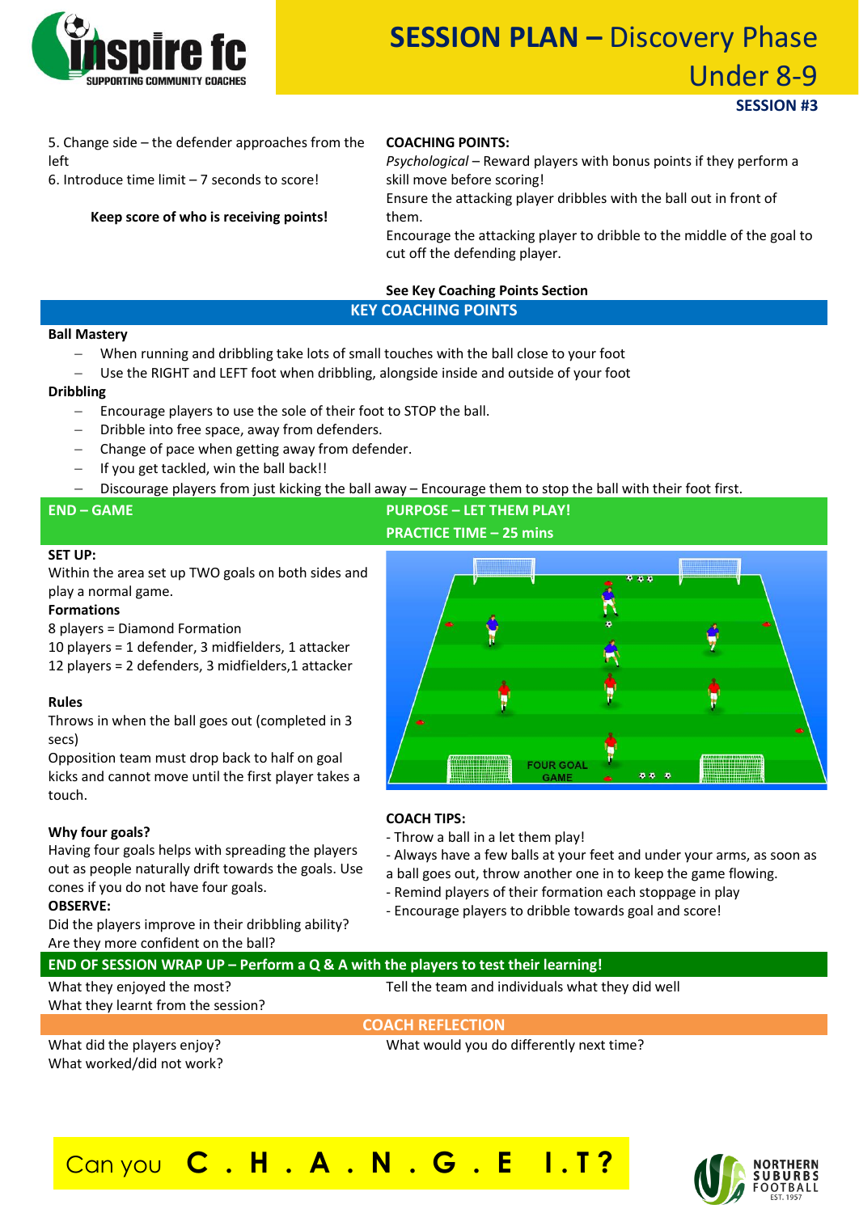# SESSION PLAN – Discovery Phase Under 8-9

**SESSION #3**

5. Change side – the defender approaches from the left
6. Introduce time limit – 7 seconds to score!

**Keep score of who is receiving points!**

**COACHING POINTS:**

*Psychological* – Reward players with bonus points if they perform a skill move before scoring!

Ensure the attacking player dribbles with the ball out in front of them.

Encourage the attacking player to dribble to the middle of the goal to cut off the defending player.

**See Key Coaching Points Section**

## KEY COACHING POINTS

**Ball Mastery**

- When running and dribbling take lots of small touches with the ball close to your foot
- Use the RIGHT and LEFT foot when dribbling, alongside inside and outside of your foot

**Dribbling**

- Encourage players to use the sole of their foot to STOP the ball.
- Dribble into free space, away from defenders.
- Change of pace when getting away from defender.
- If you get tackled, win the ball back!!
- Discourage players from just kicking the ball away – Encourage them to stop the ball with their foot first.

## END – GAME

**PURPOSE – LET THEM PLAY!**

**PRACTICE TIME – 25 mins**

**SET UP:**

Within the area set up TWO goals on both sides and play a normal game.

**Formations**

8 players = Diamond Formation
10 players = 1 defender, 3 midfielders, 1 attacker
12 players = 2 defenders, 3 midfielders,1 attacker

**Rules**

Throws in when the ball goes out (completed in 3 secs)

Opposition team must drop back to half on goal kicks and cannot move until the first player takes a touch.

**Why four goals?**

Having four goals helps with spreading the players out as people naturally drift towards the goals. Use cones if you do not have four goals.

**OBSERVE:**

Did the players improve in their dribbling ability?
Are they more confident on the ball?

FOUR GOAL GAME

**COACH TIPS:**

- Throw a ball in a let them play!
- Always have a few balls at your feet and under your arms, as soon as a ball goes out, throw another one in to keep the game flowing.
- Remind players of their formation each stoppage in play
- Encourage players to dribble towards goal and score!

## END OF SESSION WRAP UP – Perform a Q & A with the players to test their learning!

What they enjoyed the most?
What they learnt from the session?

Tell the team and individuals what they did well

## COACH REFLECTION

What did the players enjoy?
What worked/did not work?

What would you do differently next time?

Can you C . H . A . N . G . E I.T?